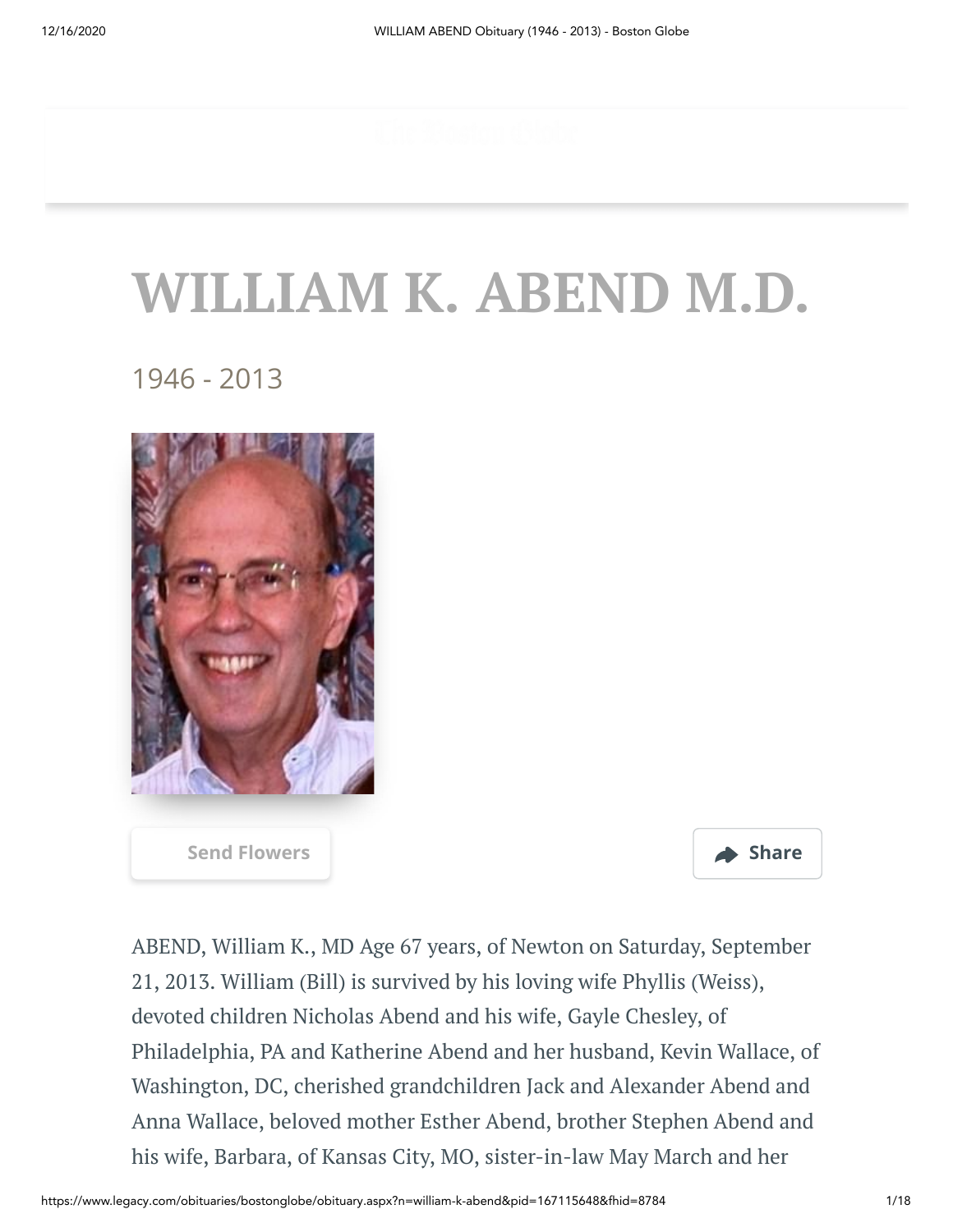# WILLIAM K. ABEND M.D.

1946 - 2013

Send Flowers

Share

ABEND, William K., MD Age 67 years, of Newton on Saturday, September 21, 2013. William (Bill) is survived by his loving wife Phyllis (Weiss), devoted children Nicholas Abend and his wife, Gayle Chesley, of Philadelphia, PA and Katherine Abend and her husband, Kevin Wallace, of Washington, DC, cherished grandchildren Jack and Alexander Abend and Anna Wallace, beloved mother Esther Abend, brother Stephen Abend and his wife, Barbara, of Kansas City, MO, sister-in-law May March and her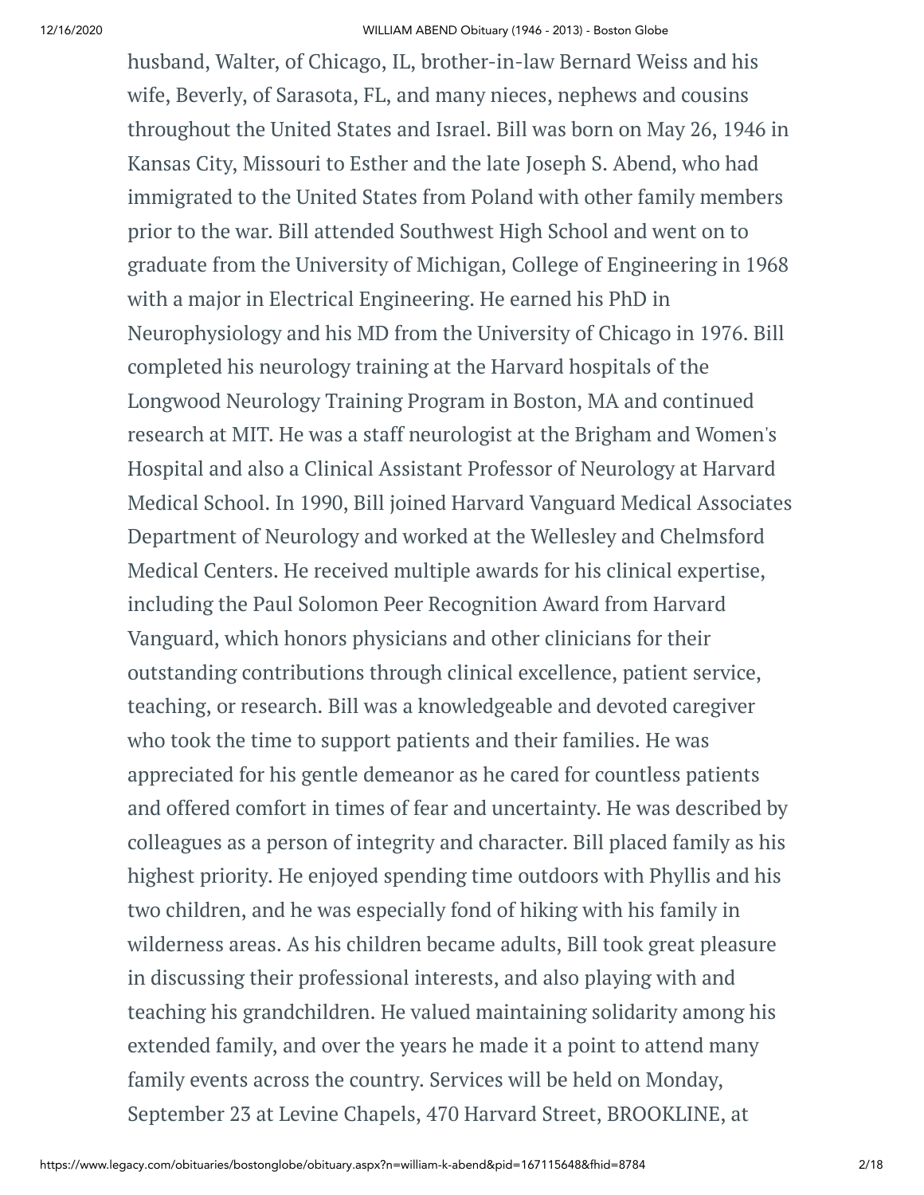husband, Walter, of Chicago, IL, brother-in-law Bernard Weiss and his wife, Beverly, of Sarasota, FL, and many nieces, nephews and cousins throughout the United States and Israel. Bill was born on May 26, 1946 in Kansas City, Missouri to Esther and the late Joseph S. Abend, who had immigrated to the United States from Poland with other family members prior to the war. Bill attended Southwest High School and went on to graduate from the University of Michigan, College of Engineering in 1968 with a major in Electrical Engineering. He earned his PhD in Neurophysiology and his MD from the University of Chicago in 1976. Bill completed his neurology training at the Harvard hospitals of the Longwood Neurology Training Program in Boston, MA and continued research at MIT. He was a staff neurologist at the Brigham and Women's Hospital and also a Clinical Assistant Professor of Neurology at Harvard Medical School. In 1990, Bill joined Harvard Vanguard Medical Associates Department of Neurology and worked at the Wellesley and Chelmsford Medical Centers. He received multiple awards for his clinical expertise, including the Paul Solomon Peer Recognition Award from Harvard Vanguard, which honors physicians and other clinicians for their outstanding contributions through clinical excellence, patient service, teaching, or research. Bill was a knowledgeable and devoted caregiver who took the time to support patients and their families. He was appreciated for his gentle demeanor as he cared for countless patients and offered comfort in times of fear and uncertainty. He was described by colleagues as a person of integrity and character. Bill placed family as his highest priority. He enjoyed spending time outdoors with Phyllis and his two children, and he was especially fond of hiking with his family in wilderness areas. As his children became adults, Bill took great pleasure in discussing their professional interests, and also playing with and teaching his grandchildren. He valued maintaining solidarity among his extended family, and over the years he made it a point to attend many family events across the country. Services will be held on Monday, September 23 at Levine Chapels, 470 Harvard Street, BROOKLINE, at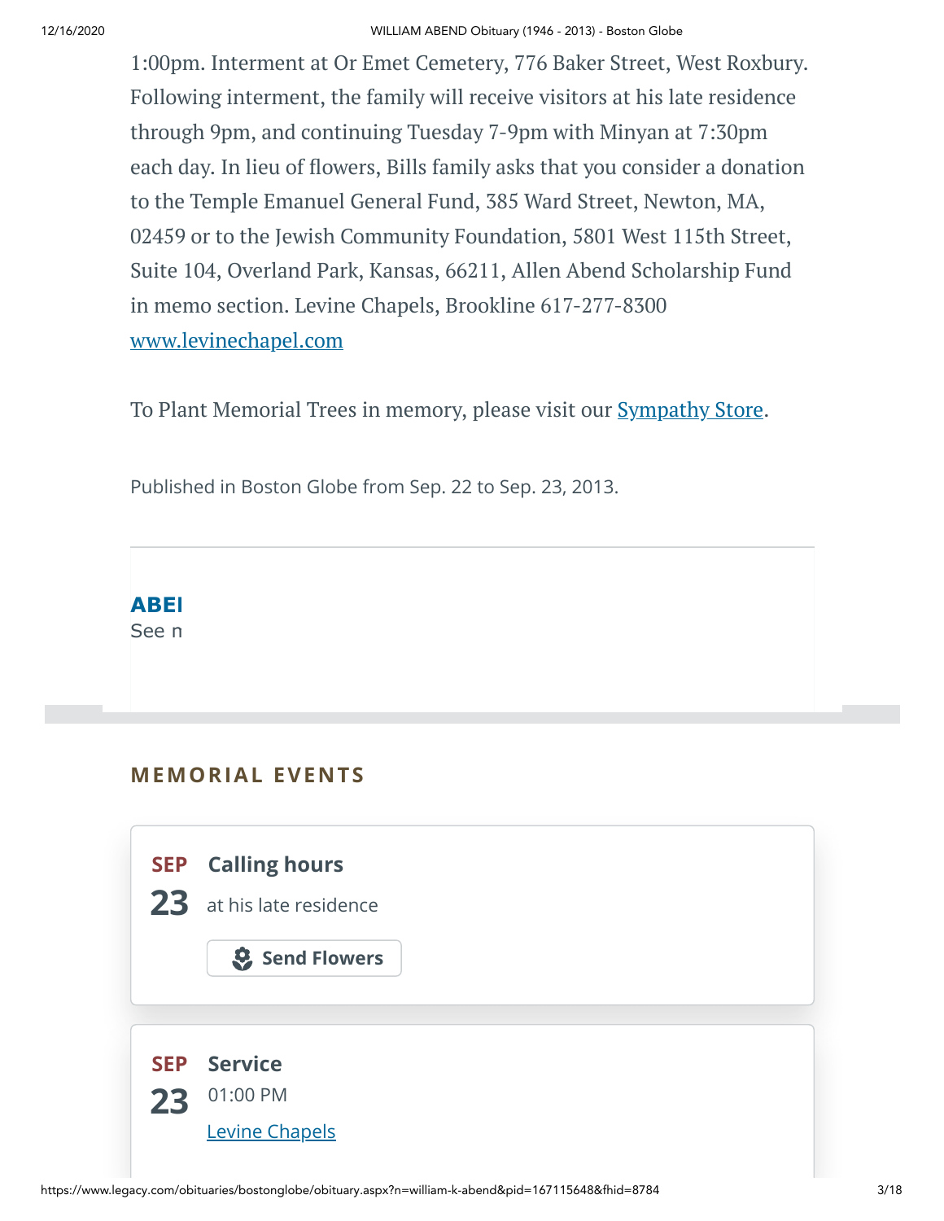1:00pm. Interment at Or Emet Cemetery, 776 Baker Street, West Roxbury. Following interment, the family will receive visitors at his late residence through 9pm, and continuing Tuesday 7-9pm with Minyan at 7:30pm each day. In lieu of flowers, Bills family asks that you consider a donation to the Temple Emanuel General Fund, 385 Ward Street, Newton, MA, 02459 or to the Jewish Community Foundation, 5801 West 115th Street, Suite 104, Overland Park, Kansas, 66211, Allen Abend Scholarship Fund in memo section. Levine Chapels, Brookline 617-277-8300 [www.levinechapel.com](www.levinechapel.com)

To Plant Memorial Trees in memory, please visit our Sympathy Store.

Published in Boston Globe from Sep. 22 to Sep. 23, 2013.

**ABEI**
See n

## MEMORIAL EVENTS

**SEP 23** **Calling hours**
at his late residence

Send Flowers

**SEP 23** **Service**
01:00 PM
Levine Chapels